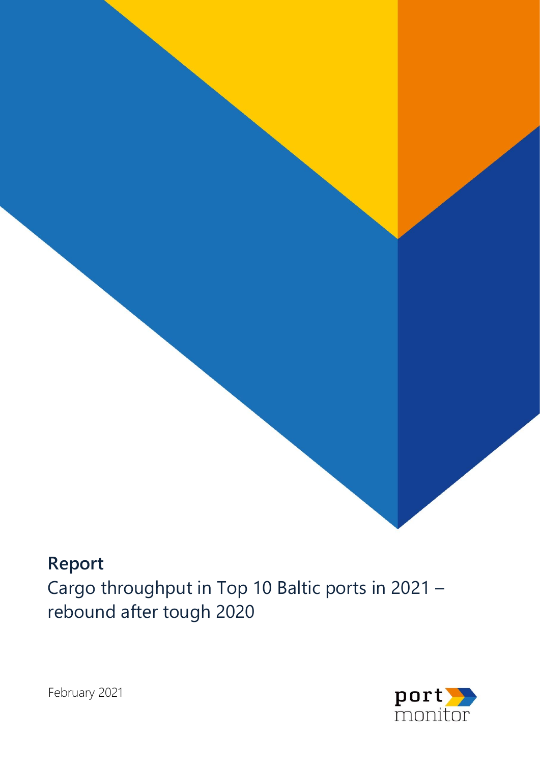**Report**

Cargo throughput in Top 10 Baltic ports in 2021 – rebound after tough 2020

February 2021

port monitor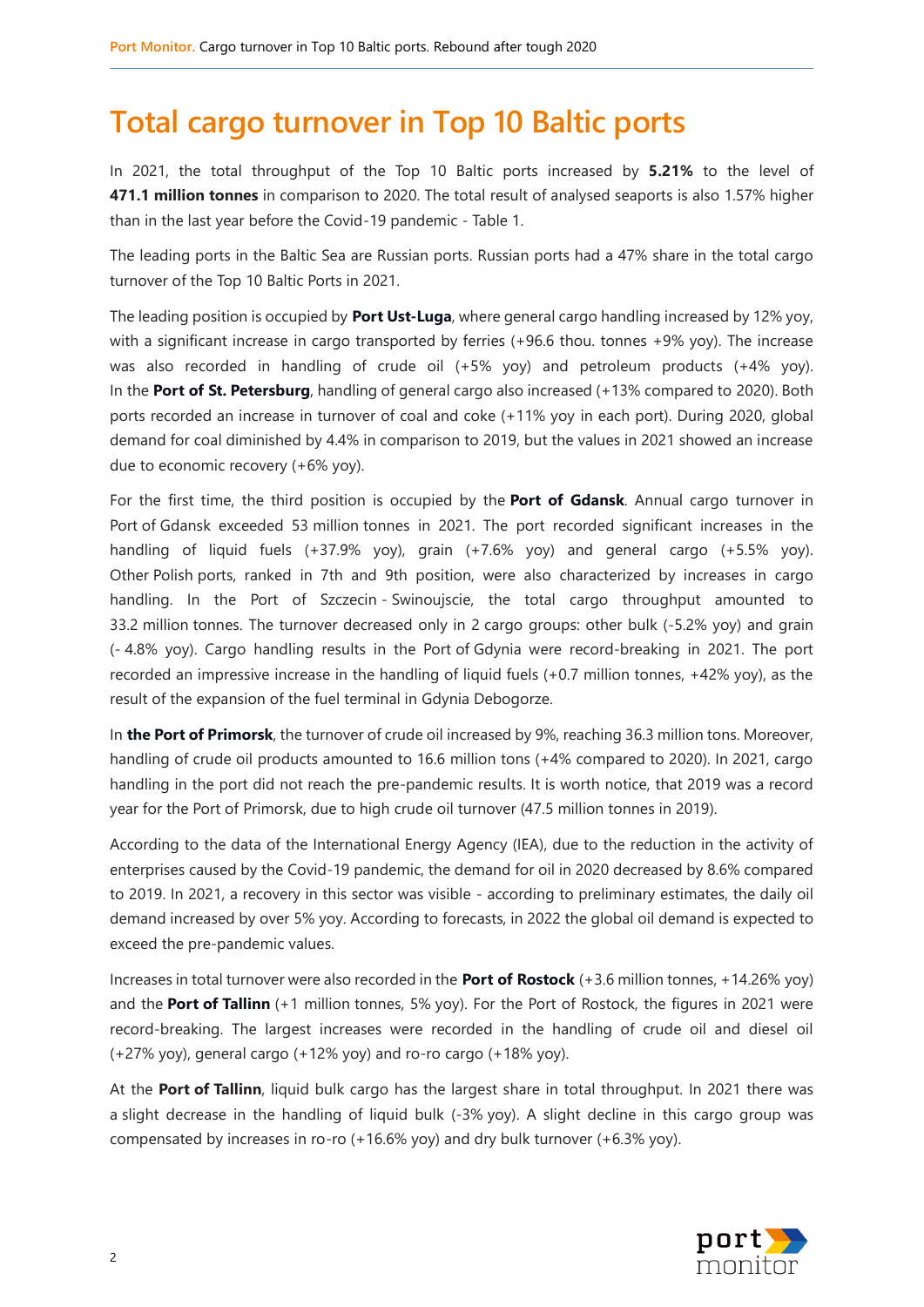# Total cargo turnover in Top 10 Baltic ports

In 2021, the total throughput of the Top 10 Baltic ports increased by **5.21%** to the level of **471.1 million tonnes** in comparison to 2020. The total result of analysed seaports is also 1.57% higher than in the last year before the Covid-19 pandemic - Table 1.

The leading ports in the Baltic Sea are Russian ports. Russian ports had a 47% share in the total cargo turnover of the Top 10 Baltic Ports in 2021.

The leading position is occupied by **Port Ust-Luga**, where general cargo handling increased by 12% yoy, with a significant increase in cargo transported by ferries (+96.6 thou. tonnes +9% yoy). The increase was also recorded in handling of crude oil (+5% yoy) and petroleum products (+4% yoy). In the **Port of St. Petersburg**, handling of general cargo also increased (+13% compared to 2020). Both ports recorded an increase in turnover of coal and coke (+11% yoy in each port). During 2020, global demand for coal diminished by 4.4% in comparison to 2019, but the values in 2021 showed an increase due to economic recovery (+6% yoy).

For the first time, the third position is occupied by the **Port of Gdansk**. Annual cargo turnover in Port of Gdansk exceeded 53 million tonnes in 2021. The port recorded significant increases in the handling of liquid fuels (+37.9% yoy), grain (+7.6% yoy) and general cargo (+5.5% yoy). Other Polish ports, ranked in 7th and 9th position, were also characterized by increases in cargo handling. In the Port of Szczecin - Swinoujscie, the total cargo throughput amounted to 33.2 million tonnes. The turnover decreased only in 2 cargo groups: other bulk (-5.2% yoy) and grain (- 4.8% yoy). Cargo handling results in the Port of Gdynia were record-breaking in 2021. The port recorded an impressive increase in the handling of liquid fuels (+0.7 million tonnes, +42% yoy), as the result of the expansion of the fuel terminal in Gdynia Debogorze.

In **the Port of Primorsk**, the turnover of crude oil increased by 9%, reaching 36.3 million tons. Moreover, handling of crude oil products amounted to 16.6 million tons (+4% compared to 2020). In 2021, cargo handling in the port did not reach the pre-pandemic results. It is worth notice, that 2019 was a record year for the Port of Primorsk, due to high crude oil turnover (47.5 million tonnes in 2019).

According to the data of the International Energy Agency (IEA), due to the reduction in the activity of enterprises caused by the Covid-19 pandemic, the demand for oil in 2020 decreased by 8.6% compared to 2019. In 2021, a recovery in this sector was visible - according to preliminary estimates, the daily oil demand increased by over 5% yoy. According to forecasts, in 2022 the global oil demand is expected to exceed the pre-pandemic values.

Increases in total turnover were also recorded in the **Port of Rostock** (+3.6 million tonnes, +14.26% yoy) and the **Port of Tallinn** (+1 million tonnes, 5% yoy). For the Port of Rostock, the figures in 2021 were record-breaking. The largest increases were recorded in the handling of crude oil and diesel oil (+27% yoy), general cargo (+12% yoy) and ro-ro cargo (+18% yoy).

At the **Port of Tallinn**, liquid bulk cargo has the largest share in total throughput. In 2021 there was a slight decrease in the handling of liquid bulk (-3% yoy). A slight decline in this cargo group was compensated by increases in ro-ro (+16.6% yoy) and dry bulk turnover (+6.3% yoy).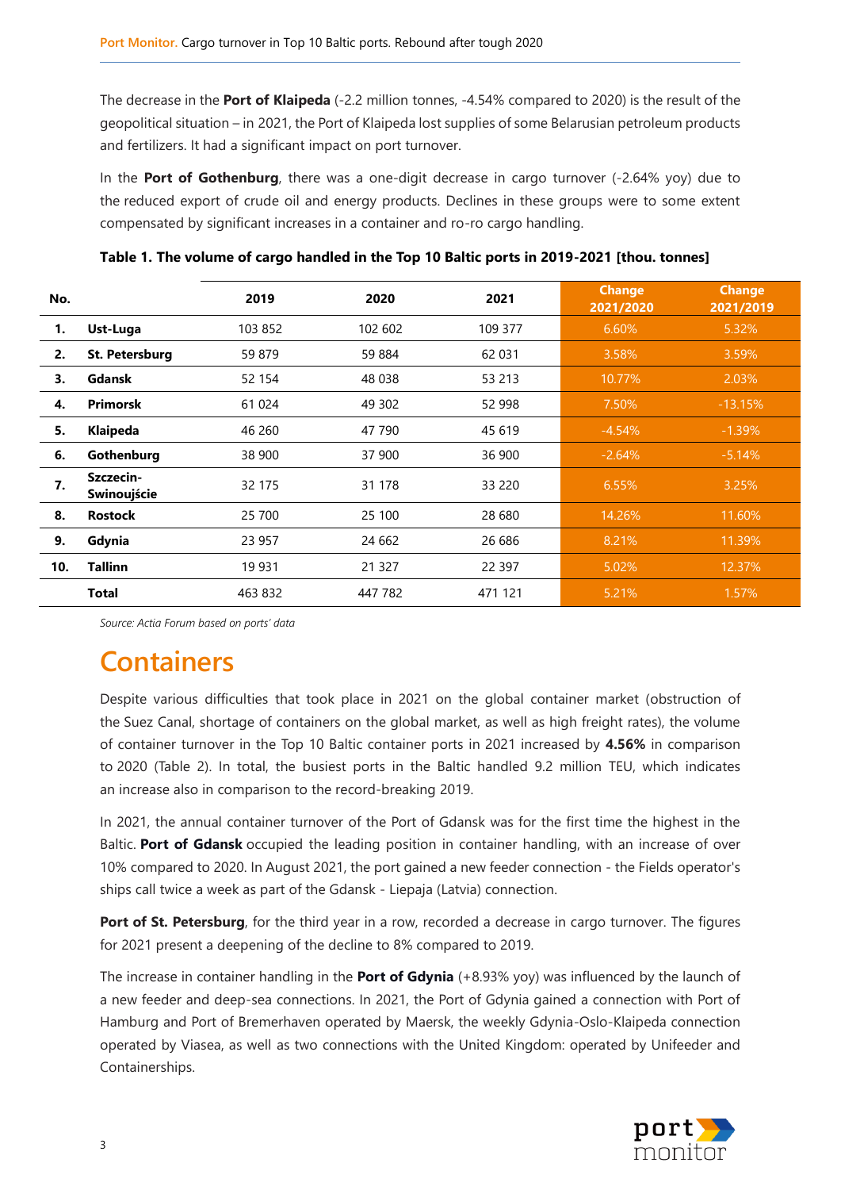The decrease in the **Port of Klaipeda** (-2.2 million tonnes, -4.54% compared to 2020) is the result of the geopolitical situation – in 2021, the Port of Klaipeda lost supplies of some Belarusian petroleum products and fertilizers. It had a significant impact on port turnover.

In the **Port of Gothenburg**, there was a one-digit decrease in cargo turnover (-2.64% yoy) due to the reduced export of crude oil and energy products. Declines in these groups were to some extent compensated by significant increases in a container and ro-ro cargo handling.

**Table 1. The volume of cargo handled in the Top 10 Baltic ports in 2019-2021 [thou. tonnes]**

| No. | | 2019 | 2020 | 2021 | Change 2021/2020 | Change 2021/2019 |
|---|---|---|---|---|---|---|
| 1. | **Ust-Luga** | 103 852 | 102 602 | 109 377 | 6.60% | 5.32% |
| 2. | **St. Petersburg** | 59 879 | 59 884 | 62 031 | 3.58% | 3.59% |
| 3. | **Gdansk** | 52 154 | 48 038 | 53 213 | 10.77% | 2.03% |
| 4. | **Primorsk** | 61 024 | 49 302 | 52 998 | 7.50% | -13.15% |
| 5. | **Klaipeda** | 46 260 | 47 790 | 45 619 | -4.54% | -1.39% |
| 6. | **Gothenburg** | 38 900 | 37 900 | 36 900 | -2.64% | -5.14% |
| 7. | **Szczecin-Swinoujście** | 32 175 | 31 178 | 33 220 | 6.55% | 3.25% |
| 8. | **Rostock** | 25 700 | 25 100 | 28 680 | 14.26% | 11.60% |
| 9. | **Gdynia** | 23 957 | 24 662 | 26 686 | 8.21% | 11.39% |
| 10. | **Tallinn** | 19 931 | 21 327 | 22 397 | 5.02% | 12.37% |
| | **Total** | 463 832 | 447 782 | 471 121 | 5.21% | 1.57% |

*Source: Actia Forum based on ports' data*

# Containers

Despite various difficulties that took place in 2021 on the global container market (obstruction of the Suez Canal, shortage of containers on the global market, as well as high freight rates), the volume of container turnover in the Top 10 Baltic container ports in 2021 increased by **4.56%** in comparison to 2020 (Table 2). In total, the busiest ports in the Baltic handled 9.2 million TEU, which indicates an increase also in comparison to the record-breaking 2019.

In 2021, the annual container turnover of the Port of Gdansk was for the first time the highest in the Baltic. **Port of Gdansk** occupied the leading position in container handling, with an increase of over 10% compared to 2020. In August 2021, the port gained a new feeder connection - the Fields operator's ships call twice a week as part of the Gdansk - Liepaja (Latvia) connection.

**Port of St. Petersburg**, for the third year in a row, recorded a decrease in cargo turnover. The figures for 2021 present a deepening of the decline to 8% compared to 2019.

The increase in container handling in the **Port of Gdynia** (+8.93% yoy) was influenced by the launch of a new feeder and deep-sea connections. In 2021, the Port of Gdynia gained a connection with Port of Hamburg and Port of Bremerhaven operated by Maersk, the weekly Gdynia-Oslo-Klaipeda connection operated by Viasea, as well as two connections with the United Kingdom: operated by Unifeeder and Containerships.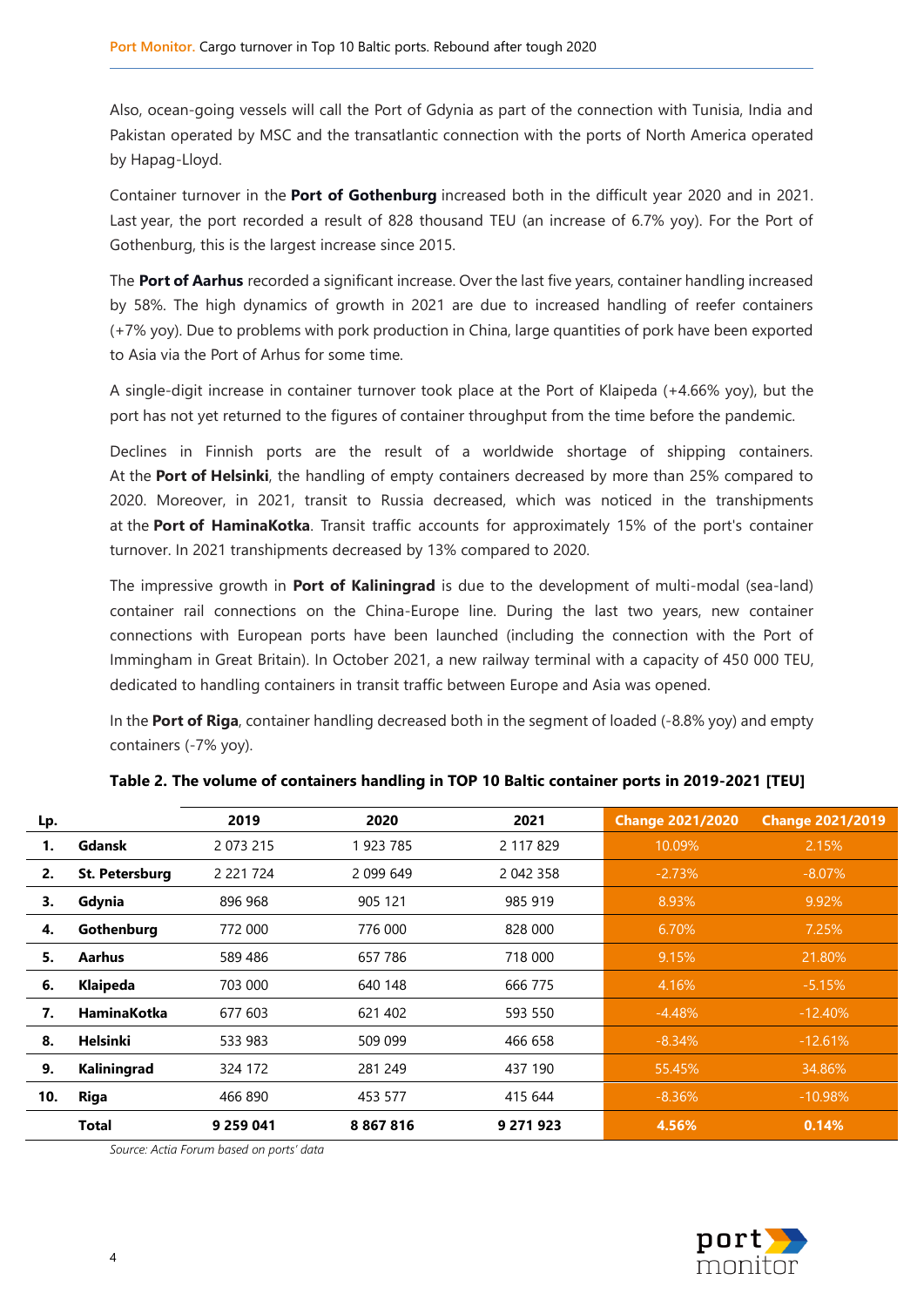Also, ocean-going vessels will call the Port of Gdynia as part of the connection with Tunisia, India and Pakistan operated by MSC and the transatlantic connection with the ports of North America operated by Hapag-Lloyd.

Container turnover in the **Port of Gothenburg** increased both in the difficult year 2020 and in 2021. Last year, the port recorded a result of 828 thousand TEU (an increase of 6.7% yoy). For the Port of Gothenburg, this is the largest increase since 2015.

The **Port of Aarhus** recorded a significant increase. Over the last five years, container handling increased by 58%. The high dynamics of growth in 2021 are due to increased handling of reefer containers (+7% yoy). Due to problems with pork production in China, large quantities of pork have been exported to Asia via the Port of Arhus for some time.

A single-digit increase in container turnover took place at the Port of Klaipeda (+4.66% yoy), but the port has not yet returned to the figures of container throughput from the time before the pandemic.

Declines in Finnish ports are the result of a worldwide shortage of shipping containers. At the **Port of Helsinki**, the handling of empty containers decreased by more than 25% compared to 2020. Moreover, in 2021, transit to Russia decreased, which was noticed in the transhipments at the **Port of HaminaKotka**. Transit traffic accounts for approximately 15% of the port's container turnover. In 2021 transhipments decreased by 13% compared to 2020.

The impressive growth in **Port of Kaliningrad** is due to the development of multi-modal (sea-land) container rail connections on the China-Europe line. During the last two years, new container connections with European ports have been launched (including the connection with the Port of Immingham in Great Britain). In October 2021, a new railway terminal with a capacity of 450 000 TEU, dedicated to handling containers in transit traffic between Europe and Asia was opened.

In the **Port of Riga**, container handling decreased both in the segment of loaded (-8.8% yoy) and empty containers (-7% yoy).

**Table 2. The volume of containers handling in TOP 10 Baltic container ports in 2019-2021 [TEU]**

| Lp. | | 2019 | 2020 | 2021 | Change 2021/2020 | Change 2021/2019 |
|---|---|---|---|---|---|---|
| **1.** | **Gdansk** | 2 073 215 | 1 923 785 | 2 117 829 | 10.09% | 2.15% |
| **2.** | **St. Petersburg** | 2 221 724 | 2 099 649 | 2 042 358 | -2.73% | -8.07% |
| **3.** | **Gdynia** | 896 968 | 905 121 | 985 919 | 8.93% | 9.92% |
| **4.** | **Gothenburg** | 772 000 | 776 000 | 828 000 | 6.70% | 7.25% |
| **5.** | **Aarhus** | 589 486 | 657 786 | 718 000 | 9.15% | 21.80% |
| **6.** | **Klaipeda** | 703 000 | 640 148 | 666 775 | 4.16% | -5.15% |
| **7.** | **HaminaKotka** | 677 603 | 621 402 | 593 550 | -4.48% | -12.40% |
| **8.** | **Helsinki** | 533 983 | 509 099 | 466 658 | -8.34% | -12.61% |
| **9.** | **Kaliningrad** | 324 172 | 281 249 | 437 190 | 55.45% | 34.86% |
| **10.** | **Riga** | 466 890 | 453 577 | 415 644 | -8.36% | -10.98% |
| | **Total** | **9 259 041** | **8 867 816** | **9 271 923** | **4.56%** | **0.14%** |

*Source: Actia Forum based on ports' data*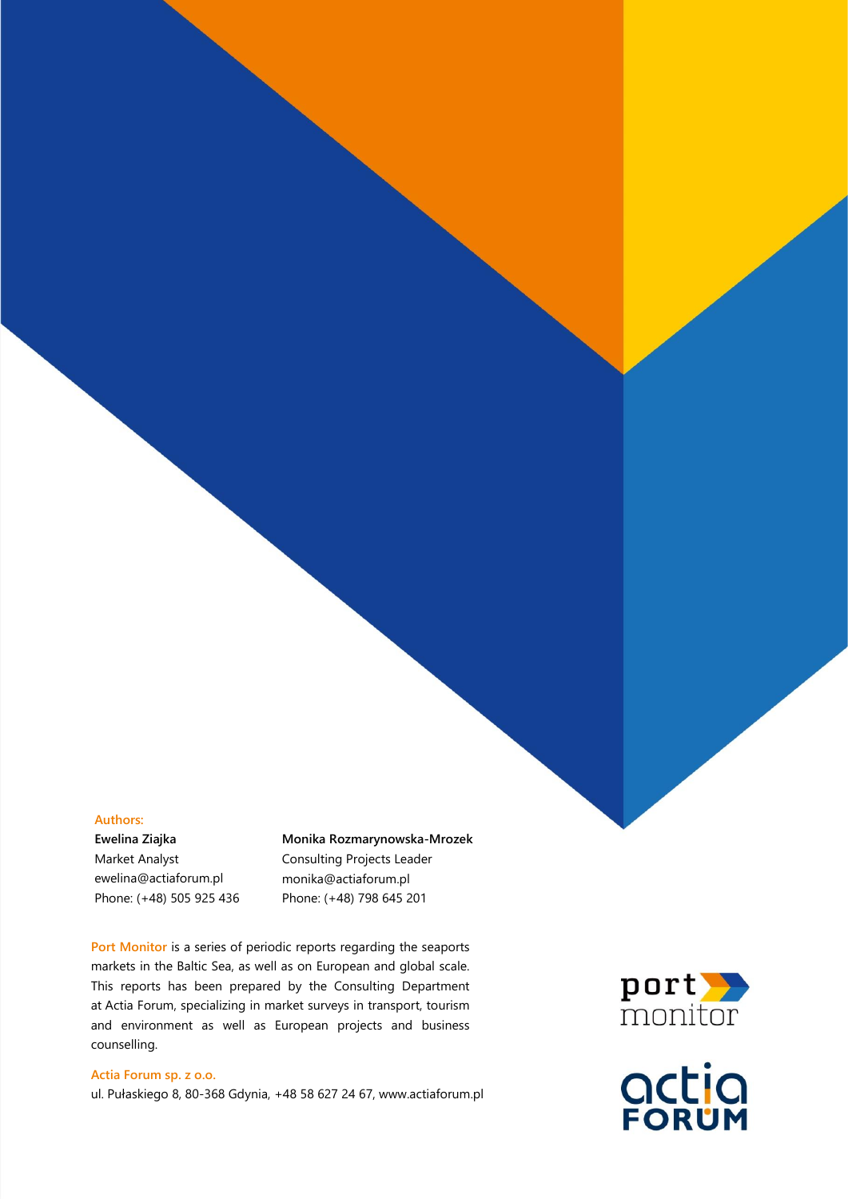**Authors:**

**Ewelina Ziajka**
Market Analyst
ewelina@actiaforum.pl
Phone: (+48) 505 925 436

**Monika Rozmarynowska-Mrozek**
Consulting Projects Leader
monika@actiaforum.pl
Phone: (+48) 798 645 201

Port Monitor is a series of periodic reports regarding the seaports markets in the Baltic Sea, as well as on European and global scale. This reports has been prepared by the Consulting Department at Actia Forum, specializing in market surveys in transport, tourism and environment as well as European projects and business counselling.

**Actia Forum sp. z o.o.**
ul. Pułaskiego 8, 80-368 Gdynia, +48 58 627 24 67, www.actiaforum.pl

port monitor

actia FORUM